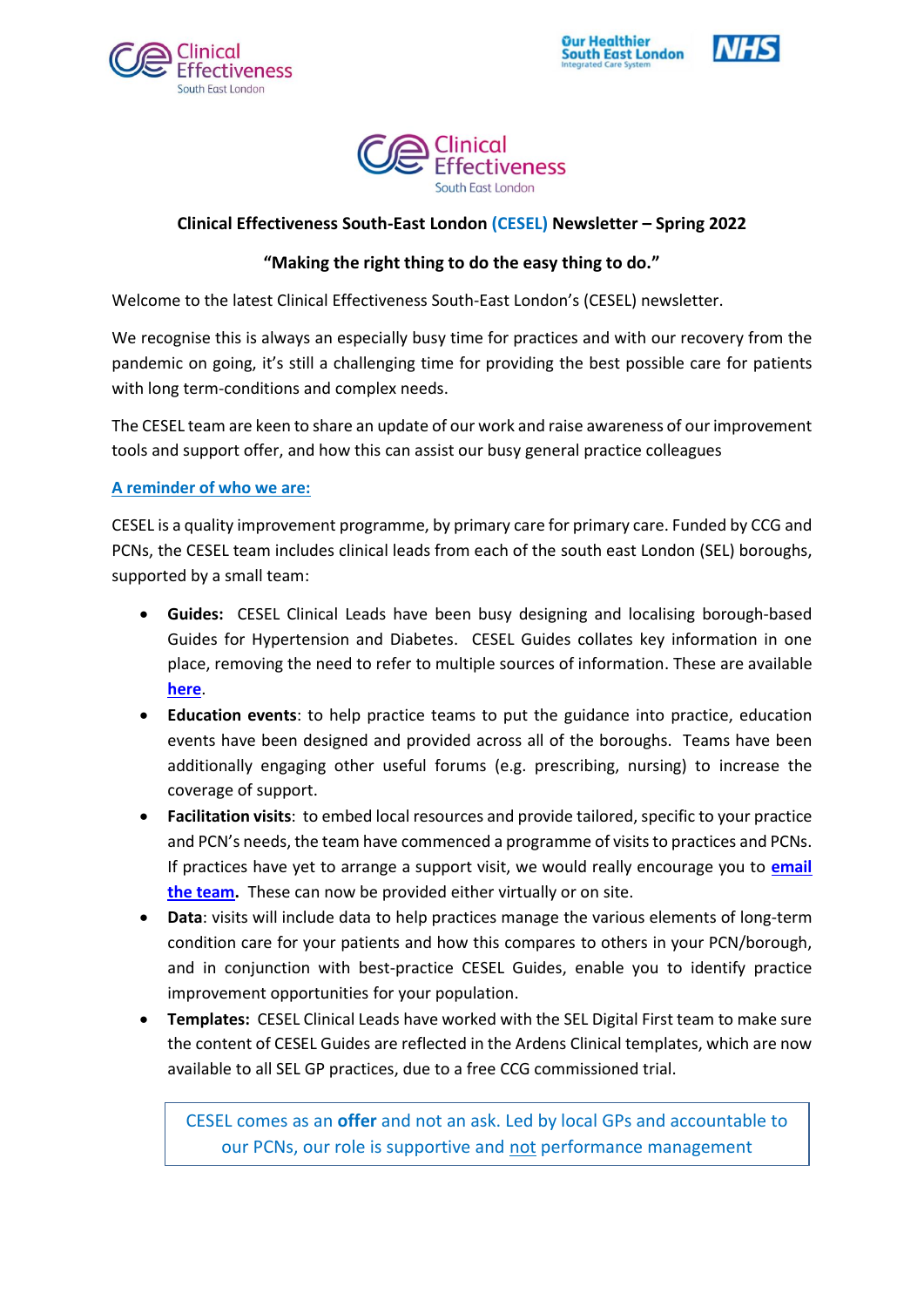**Clinical Effectiveness South-East London (CESEL) Newsletter – Spring 2022**

**"Making the right thing to do the easy thing to do."**

Welcome to the latest Clinical Effectiveness South-East London's (CESEL) newsletter.

We recognise this is always an especially busy time for practices and with our recovery from the pandemic on going, it's still a challenging time for providing the best possible care for patients with long term-conditions and complex needs.

The CESEL team are keen to share an update of our work and raise awareness of our improvement tools and support offer, and how this can assist our busy general practice colleagues

**A reminder of who we are:**

CESEL is a quality improvement programme, by primary care for primary care. Funded by CCG and PCNs, the CESEL team includes clinical leads from each of the south east London (SEL) boroughs, supported by a small team:

- **Guides:** CESEL Clinical Leads have been busy designing and localising borough-based Guides for Hypertension and Diabetes. CESEL Guides collates key information in one place, removing the need to refer to multiple sources of information. These are available **here**.
- **Education events**: to help practice teams to put the guidance into practice, education events have been designed and provided across all of the boroughs. Teams have been additionally engaging other useful forums (e.g. prescribing, nursing) to increase the coverage of support.
- **Facilitation visits**: to embed local resources and provide tailored, specific to your practice and PCN's needs, the team have commenced a programme of visits to practices and PCNs. If practices have yet to arrange a support visit, we would really encourage you to **email the team.** These can now be provided either virtually or on site.
- **Data**: visits will include data to help practices manage the various elements of long-term condition care for your patients and how this compares to others in your PCN/borough, and in conjunction with best-practice CESEL Guides, enable you to identify practice improvement opportunities for your population.
- **Templates:** CESEL Clinical Leads have worked with the SEL Digital First team to make sure the content of CESEL Guides are reflected in the Ardens Clinical templates, which are now available to all SEL GP practices, due to a free CCG commissioned trial.

> CESEL comes as an **offer** and not an ask. Led by local GPs and accountable to our PCNs, our role is supportive and not performance management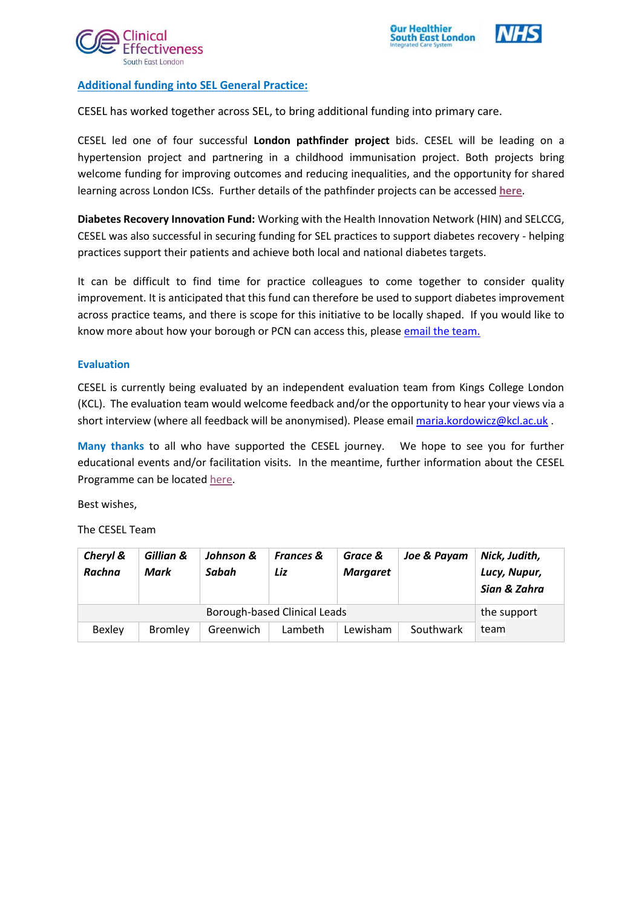## Additional funding into SEL General Practice:

CESEL has worked together across SEL, to bring additional funding into primary care.

CESEL led one of four successful **London pathfinder project** bids. CESEL will be leading on a hypertension project and partnering in a childhood immunisation project. Both projects bring welcome funding for improving outcomes and reducing inequalities, and the opportunity for shared learning across London ICSs. Further details of the pathfinder projects can be accessed here.

**Diabetes Recovery Innovation Fund:** Working with the Health Innovation Network (HIN) and SELCCG, CESEL was also successful in securing funding for SEL practices to support diabetes recovery - helping practices support their patients and achieve both local and national diabetes targets.

It can be difficult to find time for practice colleagues to come together to consider quality improvement. It is anticipated that this fund can therefore be used to support diabetes improvement across practice teams, and there is scope for this initiative to be locally shaped. If you would like to know more about how your borough or PCN can access this, please email the team.

### Evaluation

CESEL is currently being evaluated by an independent evaluation team from Kings College London (KCL). The evaluation team would welcome feedback and/or the opportunity to hear your views via a short interview (where all feedback will be anonymised). Please email maria.kordowicz@kcl.ac.uk .

**Many thanks** to all who have supported the CESEL journey. We hope to see you for further educational events and/or facilitation visits. In the meantime, further information about the CESEL Programme can be located here.

Best wishes,

The CESEL Team

| *Cheryl & Rachna* | *Gillian & Mark* | *Johnson & Sabah* | *Frances & Liz* | *Grace & Margaret* | *Joe & Payam* | *Nick, Judith, Lucy, Nupur, Sian & Zahra* |
|---|---|---|---|---|---|---|
| Borough-based Clinical Leads | | | | | | the support team |
| Bexley | Bromley | Greenwich | Lambeth | Lewisham | Southwark | |